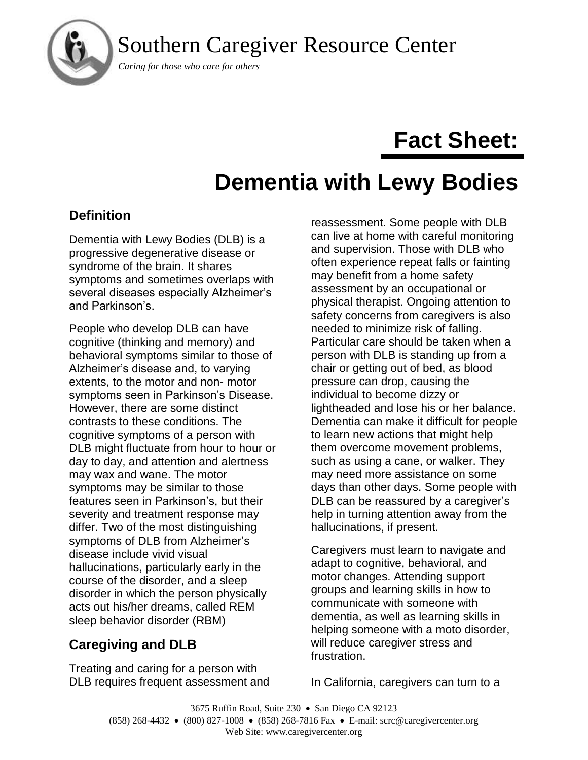Southern Caregiver Resource Center

*Caring for those who care for others*

# Fact Sheet:

# Dementia with Lewy Bodies

## Definition

Dementia with Lewy Bodies (DLB) is a progressive degenerative disease or syndrome of the brain. It shares symptoms and sometimes overlaps with several diseases especially Alzheimer's and Parkinson's.

People who develop DLB can have cognitive (thinking and memory) and behavioral symptoms similar to those of Alzheimer's disease and, to varying extents, to the motor and non- motor symptoms seen in Parkinson's Disease. However, there are some distinct contrasts to these conditions. The cognitive symptoms of a person with DLB might fluctuate from hour to hour or day to day, and attention and alertness may wax and wane. The motor symptoms may be similar to those features seen in Parkinson's, but their severity and treatment response may differ. Two of the most distinguishing symptoms of DLB from Alzheimer's disease include vivid visual hallucinations, particularly early in the course of the disorder, and a sleep disorder in which the person physically acts out his/her dreams, called REM sleep behavior disorder (RBM)

## Caregiving and DLB

Treating and caring for a person with DLB requires frequent assessment and reassessment. Some people with DLB can live at home with careful monitoring and supervision. Those with DLB who often experience repeat falls or fainting may benefit from a home safety assessment by an occupational or physical therapist. Ongoing attention to safety concerns from caregivers is also needed to minimize risk of falling. Particular care should be taken when a person with DLB is standing up from a chair or getting out of bed, as blood pressure can drop, causing the individual to become dizzy or lightheaded and lose his or her balance. Dementia can make it difficult for people to learn new actions that might help them overcome movement problems, such as using a cane, or walker. They may need more assistance on some days than other days. Some people with DLB can be reassured by a caregiver's help in turning attention away from the hallucinations, if present.

Caregivers must learn to navigate and adapt to cognitive, behavioral, and motor changes. Attending support groups and learning skills in how to communicate with someone with dementia, as well as learning skills in helping someone with a moto disorder, will reduce caregiver stress and frustration.

In California, caregivers can turn to a

3675 Ruffin Road, Suite 230 • San Diego CA 92123
(858) 268-4432 • (800) 827-1008 • (858) 268-7816 Fax • E-mail: scrc@caregivercenter.org
Web Site: www.caregivercenter.org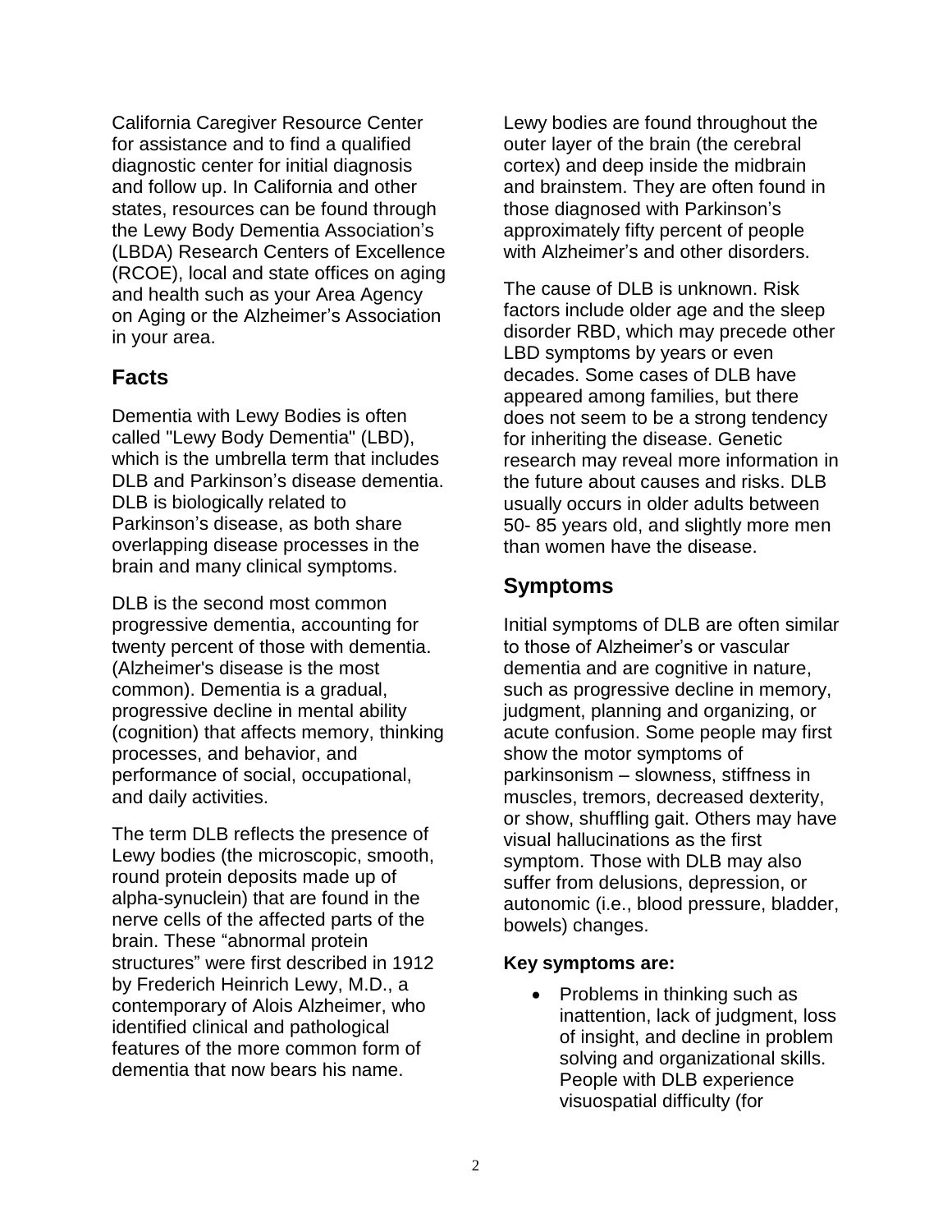California Caregiver Resource Center for assistance and to find a qualified diagnostic center for initial diagnosis and follow up. In California and other states, resources can be found through the Lewy Body Dementia Association's (LBDA) Research Centers of Excellence (RCOE), local and state offices on aging and health such as your Area Agency on Aging or the Alzheimer's Association in your area.

## Facts

Dementia with Lewy Bodies is often called "Lewy Body Dementia" (LBD), which is the umbrella term that includes DLB and Parkinson's disease dementia. DLB is biologically related to Parkinson's disease, as both share overlapping disease processes in the brain and many clinical symptoms.

DLB is the second most common progressive dementia, accounting for twenty percent of those with dementia. (Alzheimer's disease is the most common). Dementia is a gradual, progressive decline in mental ability (cognition) that affects memory, thinking processes, and behavior, and performance of social, occupational, and daily activities.

The term DLB reflects the presence of Lewy bodies (the microscopic, smooth, round protein deposits made up of alpha-synuclein) that are found in the nerve cells of the affected parts of the brain. These "abnormal protein structures" were first described in 1912 by Frederich Heinrich Lewy, M.D., a contemporary of Alois Alzheimer, who identified clinical and pathological features of the more common form of dementia that now bears his name.

Lewy bodies are found throughout the outer layer of the brain (the cerebral cortex) and deep inside the midbrain and brainstem. They are often found in those diagnosed with Parkinson's approximately fifty percent of people with Alzheimer's and other disorders.

The cause of DLB is unknown. Risk factors include older age and the sleep disorder RBD, which may precede other LBD symptoms by years or even decades. Some cases of DLB have appeared among families, but there does not seem to be a strong tendency for inheriting the disease. Genetic research may reveal more information in the future about causes and risks. DLB usually occurs in older adults between 50- 85 years old, and slightly more men than women have the disease.

## Symptoms

Initial symptoms of DLB are often similar to those of Alzheimer's or vascular dementia and are cognitive in nature, such as progressive decline in memory, judgment, planning and organizing, or acute confusion. Some people may first show the motor symptoms of parkinsonism – slowness, stiffness in muscles, tremors, decreased dexterity, or show, shuffling gait. Others may have visual hallucinations as the first symptom. Those with DLB may also suffer from delusions, depression, or autonomic (i.e., blood pressure, bladder, bowels) changes.

**Key symptoms are:**

- Problems in thinking such as inattention, lack of judgment, loss of insight, and decline in problem solving and organizational skills. People with DLB experience visuospatial difficulty (for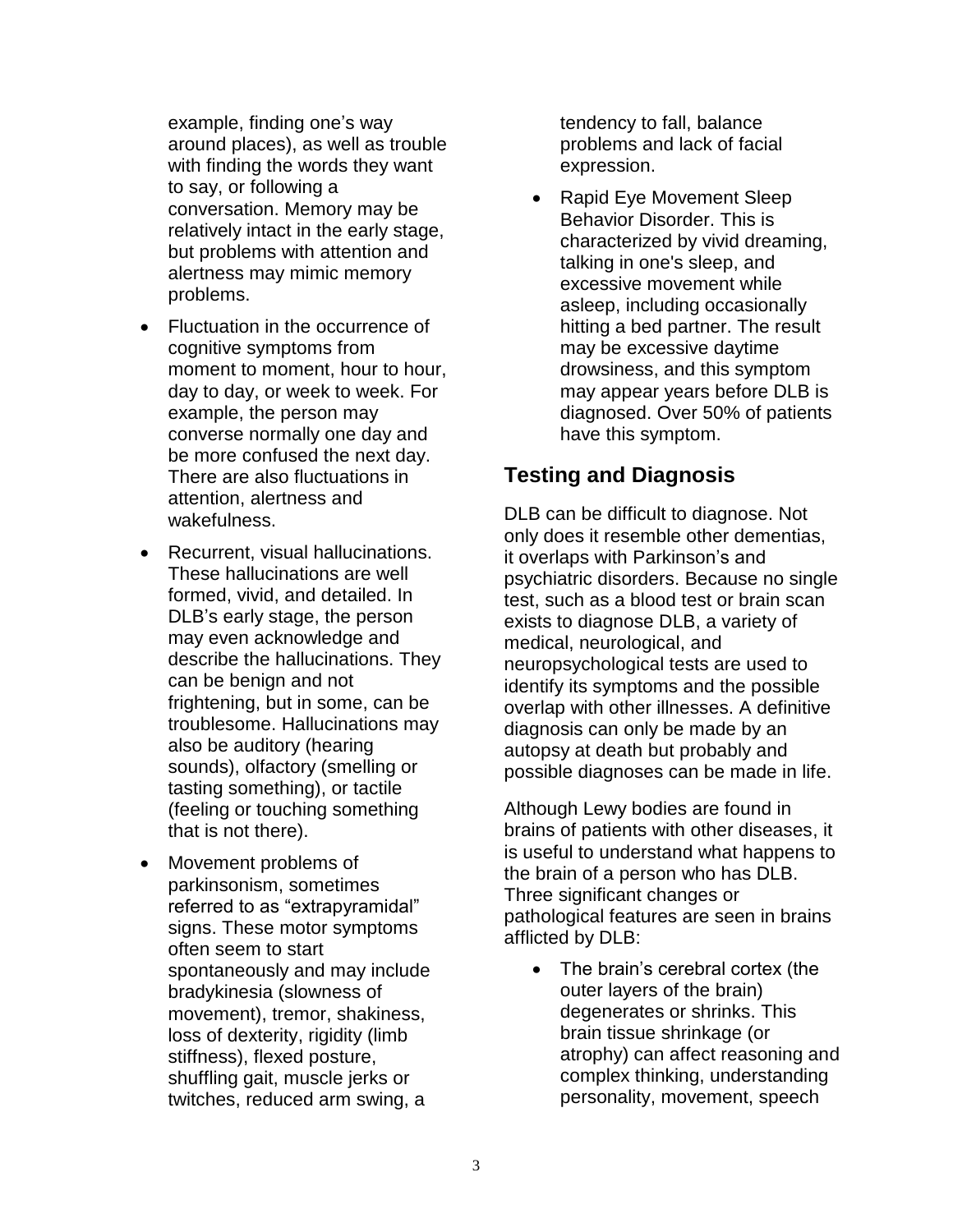example, finding one's way around places), as well as trouble with finding the words they want to say, or following a conversation. Memory may be relatively intact in the early stage, but problems with attention and alertness may mimic memory problems.

- Fluctuation in the occurrence of cognitive symptoms from moment to moment, hour to hour, day to day, or week to week. For example, the person may converse normally one day and be more confused the next day. There are also fluctuations in attention, alertness and wakefulness.
- Recurrent, visual hallucinations. These hallucinations are well formed, vivid, and detailed. In DLB's early stage, the person may even acknowledge and describe the hallucinations. They can be benign and not frightening, but in some, can be troublesome. Hallucinations may also be auditory (hearing sounds), olfactory (smelling or tasting something), or tactile (feeling or touching something that is not there).
- Movement problems of parkinsonism, sometimes referred to as "extrapyramidal" signs. These motor symptoms often seem to start spontaneously and may include bradykinesia (slowness of movement), tremor, shakiness, loss of dexterity, rigidity (limb stiffness), flexed posture, shuffling gait, muscle jerks or twitches, reduced arm swing, a tendency to fall, balance problems and lack of facial expression.
- Rapid Eye Movement Sleep Behavior Disorder. This is characterized by vivid dreaming, talking in one's sleep, and excessive movement while asleep, including occasionally hitting a bed partner. The result may be excessive daytime drowsiness, and this symptom may appear years before DLB is diagnosed. Over 50% of patients have this symptom.

## Testing and Diagnosis

DLB can be difficult to diagnose. Not only does it resemble other dementias, it overlaps with Parkinson's and psychiatric disorders. Because no single test, such as a blood test or brain scan exists to diagnose DLB, a variety of medical, neurological, and neuropsychological tests are used to identify its symptoms and the possible overlap with other illnesses. A definitive diagnosis can only be made by an autopsy at death but probably and possible diagnoses can be made in life.

Although Lewy bodies are found in brains of patients with other diseases, it is useful to understand what happens to the brain of a person who has DLB. Three significant changes or pathological features are seen in brains afflicted by DLB:

- The brain's cerebral cortex (the outer layers of the brain) degenerates or shrinks. This brain tissue shrinkage (or atrophy) can affect reasoning and complex thinking, understanding personality, movement, speech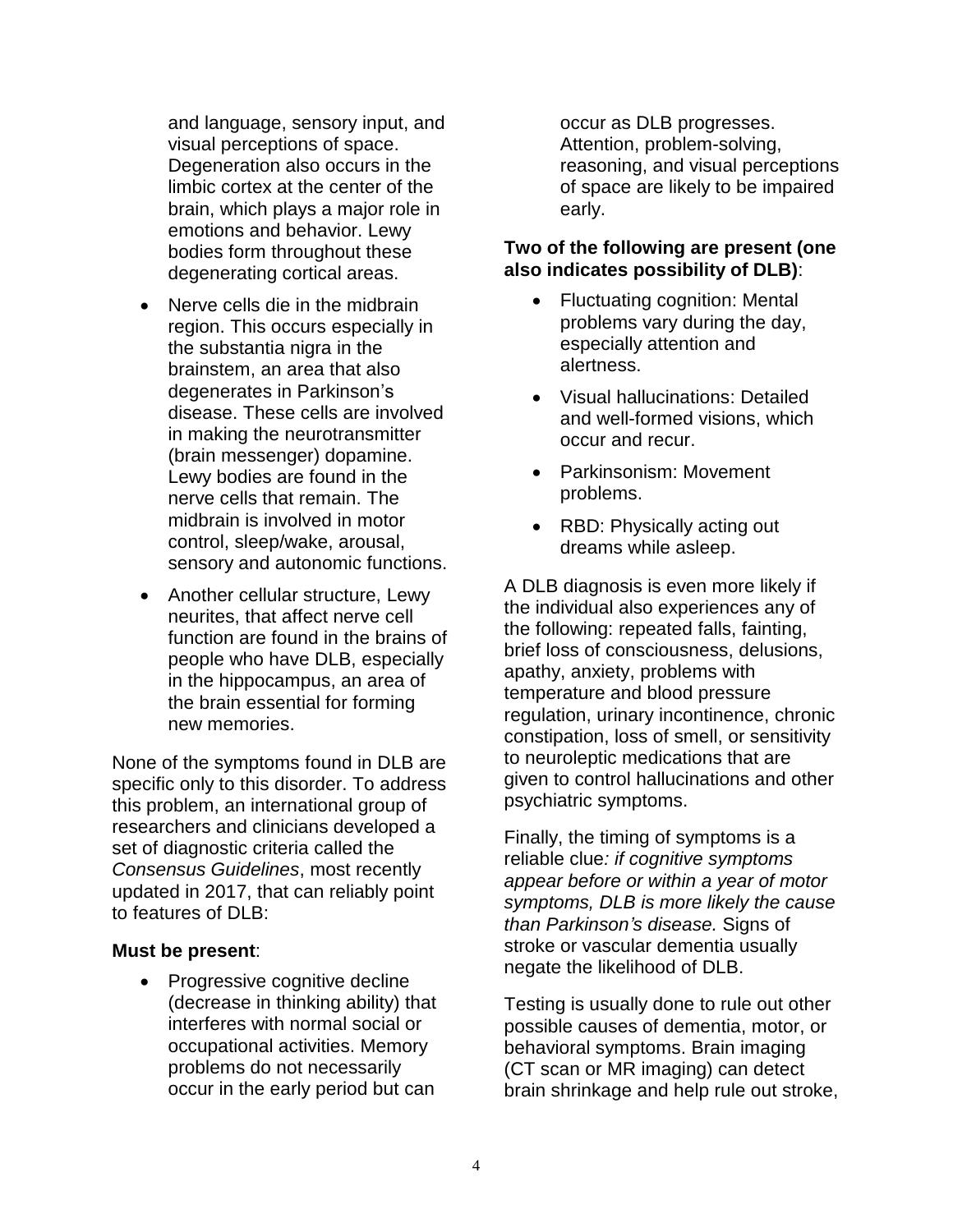and language, sensory input, and visual perceptions of space. Degeneration also occurs in the limbic cortex at the center of the brain, which plays a major role in emotions and behavior. Lewy bodies form throughout these degenerating cortical areas.

- Nerve cells die in the midbrain region. This occurs especially in the substantia nigra in the brainstem, an area that also degenerates in Parkinson's disease. These cells are involved in making the neurotransmitter (brain messenger) dopamine. Lewy bodies are found in the nerve cells that remain. The midbrain is involved in motor control, sleep/wake, arousal, sensory and autonomic functions.
- Another cellular structure, Lewy neurites, that affect nerve cell function are found in the brains of people who have DLB, especially in the hippocampus, an area of the brain essential for forming new memories.

None of the symptoms found in DLB are specific only to this disorder. To address this problem, an international group of researchers and clinicians developed a set of diagnostic criteria called the *Consensus Guidelines*, most recently updated in 2017, that can reliably point to features of DLB:

**Must be present**:

- Progressive cognitive decline (decrease in thinking ability) that interferes with normal social or occupational activities. Memory problems do not necessarily occur in the early period but can occur as DLB progresses. Attention, problem-solving, reasoning, and visual perceptions of space are likely to be impaired early.

**Two of the following are present (one also indicates possibility of DLB)**:

- Fluctuating cognition: Mental problems vary during the day, especially attention and alertness.
- Visual hallucinations: Detailed and well-formed visions, which occur and recur.
- Parkinsonism: Movement problems.
- RBD: Physically acting out dreams while asleep.

A DLB diagnosis is even more likely if the individual also experiences any of the following: repeated falls, fainting, brief loss of consciousness, delusions, apathy, anxiety, problems with temperature and blood pressure regulation, urinary incontinence, chronic constipation, loss of smell, or sensitivity to neuroleptic medications that are given to control hallucinations and other psychiatric symptoms.

Finally, the timing of symptoms is a reliable clue*: if cognitive symptoms appear before or within a year of motor symptoms, DLB is more likely the cause than Parkinson's disease.* Signs of stroke or vascular dementia usually negate the likelihood of DLB.

Testing is usually done to rule out other possible causes of dementia, motor, or behavioral symptoms. Brain imaging (CT scan or MR imaging) can detect brain shrinkage and help rule out stroke,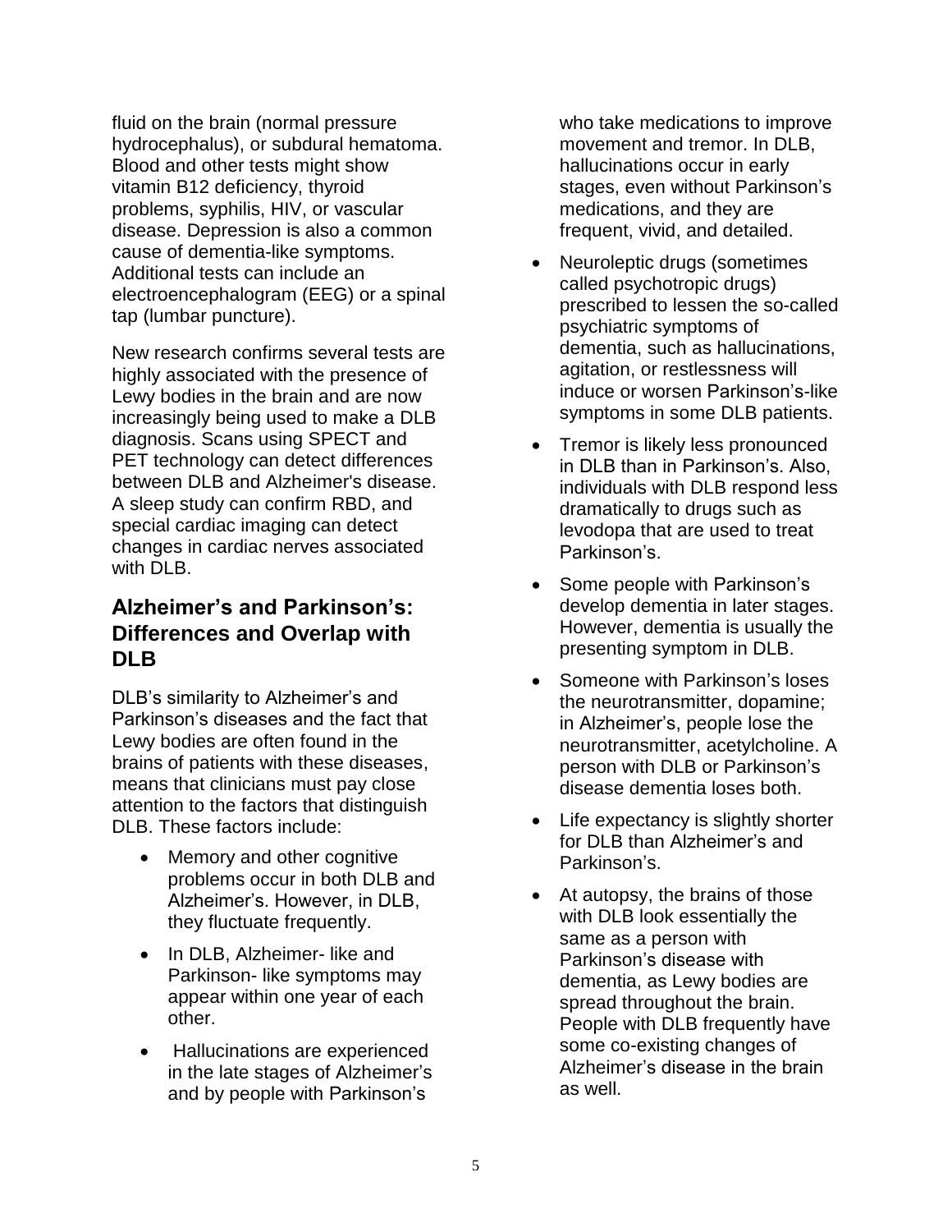fluid on the brain (normal pressure hydrocephalus), or subdural hematoma. Blood and other tests might show vitamin B12 deficiency, thyroid problems, syphilis, HIV, or vascular disease. Depression is also a common cause of dementia-like symptoms. Additional tests can include an electroencephalogram (EEG) or a spinal tap (lumbar puncture).

New research confirms several tests are highly associated with the presence of Lewy bodies in the brain and are now increasingly being used to make a DLB diagnosis. Scans using SPECT and PET technology can detect differences between DLB and Alzheimer's disease. A sleep study can confirm RBD, and special cardiac imaging can detect changes in cardiac nerves associated with DLB.

## Alzheimer's and Parkinson's: Differences and Overlap with DLB

DLB's similarity to Alzheimer's and Parkinson's diseases and the fact that Lewy bodies are often found in the brains of patients with these diseases, means that clinicians must pay close attention to the factors that distinguish DLB. These factors include:

- Memory and other cognitive problems occur in both DLB and Alzheimer's. However, in DLB, they fluctuate frequently.
- In DLB, Alzheimer- like and Parkinson- like symptoms may appear within one year of each other.
- Hallucinations are experienced in the late stages of Alzheimer's and by people with Parkinson's who take medications to improve movement and tremor. In DLB, hallucinations occur in early stages, even without Parkinson's medications, and they are frequent, vivid, and detailed.
- Neuroleptic drugs (sometimes called psychotropic drugs) prescribed to lessen the so-called psychiatric symptoms of dementia, such as hallucinations, agitation, or restlessness will induce or worsen Parkinson's-like symptoms in some DLB patients.
- Tremor is likely less pronounced in DLB than in Parkinson's. Also, individuals with DLB respond less dramatically to drugs such as levodopa that are used to treat Parkinson's.
- Some people with Parkinson's develop dementia in later stages. However, dementia is usually the presenting symptom in DLB.
- Someone with Parkinson's loses the neurotransmitter, dopamine; in Alzheimer's, people lose the neurotransmitter, acetylcholine. A person with DLB or Parkinson's disease dementia loses both.
- Life expectancy is slightly shorter for DLB than Alzheimer's and Parkinson's.
- At autopsy, the brains of those with DLB look essentially the same as a person with Parkinson's disease with dementia, as Lewy bodies are spread throughout the brain. People with DLB frequently have some co-existing changes of Alzheimer's disease in the brain as well.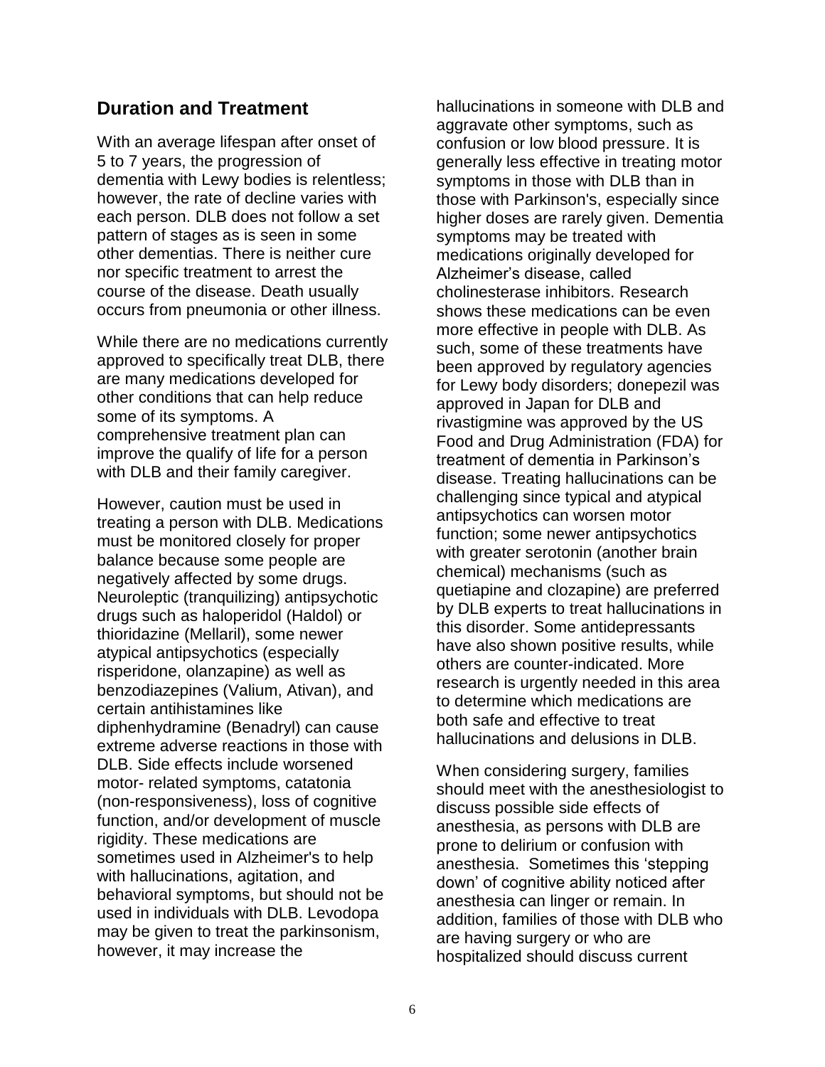## Duration and Treatment

With an average lifespan after onset of 5 to 7 years, the progression of dementia with Lewy bodies is relentless; however, the rate of decline varies with each person. DLB does not follow a set pattern of stages as is seen in some other dementias. There is neither cure nor specific treatment to arrest the course of the disease. Death usually occurs from pneumonia or other illness.

While there are no medications currently approved to specifically treat DLB, there are many medications developed for other conditions that can help reduce some of its symptoms. A comprehensive treatment plan can improve the qualify of life for a person with DLB and their family caregiver.

However, caution must be used in treating a person with DLB. Medications must be monitored closely for proper balance because some people are negatively affected by some drugs. Neuroleptic (tranquilizing) antipsychotic drugs such as haloperidol (Haldol) or thioridazine (Mellaril), some newer atypical antipsychotics (especially risperidone, olanzapine) as well as benzodiazepines (Valium, Ativan), and certain antihistamines like diphenhydramine (Benadryl) can cause extreme adverse reactions in those with DLB. Side effects include worsened motor- related symptoms, catatonia (non-responsiveness), loss of cognitive function, and/or development of muscle rigidity. These medications are sometimes used in Alzheimer's to help with hallucinations, agitation, and behavioral symptoms, but should not be used in individuals with DLB. Levodopa may be given to treat the parkinsonism, however, it may increase the hallucinations in someone with DLB and aggravate other symptoms, such as confusion or low blood pressure. It is generally less effective in treating motor symptoms in those with DLB than in those with Parkinson's, especially since higher doses are rarely given. Dementia symptoms may be treated with medications originally developed for Alzheimer's disease, called cholinesterase inhibitors. Research shows these medications can be even more effective in people with DLB. As such, some of these treatments have been approved by regulatory agencies for Lewy body disorders; donepezil was approved in Japan for DLB and rivastigmine was approved by the US Food and Drug Administration (FDA) for treatment of dementia in Parkinson's disease. Treating hallucinations can be challenging since typical and atypical antipsychotics can worsen motor function; some newer antipsychotics with greater serotonin (another brain chemical) mechanisms (such as quetiapine and clozapine) are preferred by DLB experts to treat hallucinations in this disorder. Some antidepressants have also shown positive results, while others are counter-indicated. More research is urgently needed in this area to determine which medications are both safe and effective to treat hallucinations and delusions in DLB.

When considering surgery, families should meet with the anesthesiologist to discuss possible side effects of anesthesia, as persons with DLB are prone to delirium or confusion with anesthesia. Sometimes this 'stepping down' of cognitive ability noticed after anesthesia can linger or remain. In addition, families of those with DLB who are having surgery or who are hospitalized should discuss current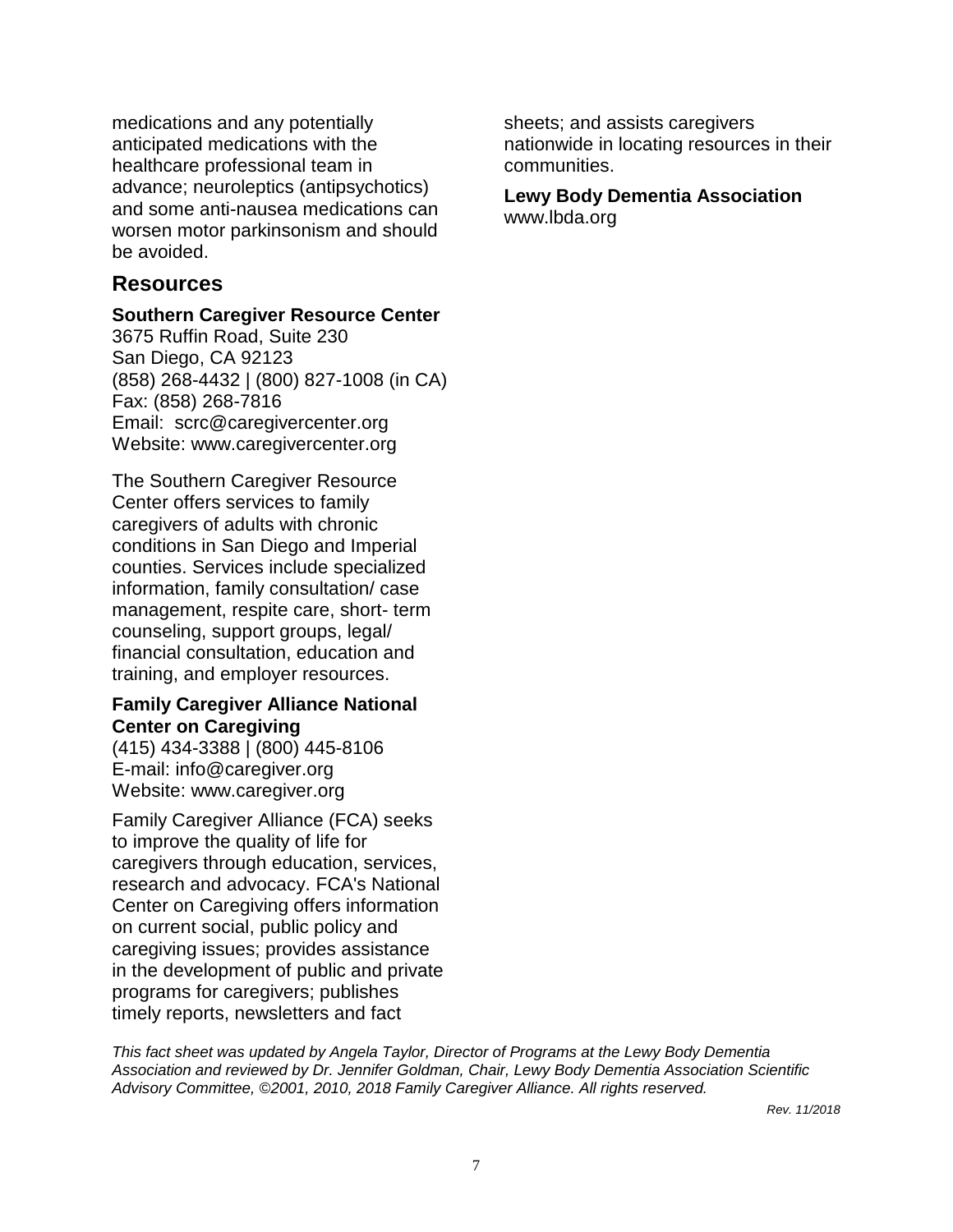medications and any potentially anticipated medications with the healthcare professional team in advance; neuroleptics (antipsychotics) and some anti-nausea medications can worsen motor parkinsonism and should be avoided.

## Resources

**Southern Caregiver Resource Center**
3675 Ruffin Road, Suite 230
San Diego, CA 92123
(858) 268-4432 | (800) 827-1008 (in CA)
Fax: (858) 268-7816
Email: scrc@caregivercenter.org
Website: www.caregivercenter.org

The Southern Caregiver Resource Center offers services to family caregivers of adults with chronic conditions in San Diego and Imperial counties. Services include specialized information, family consultation/ case management, respite care, short- term counseling, support groups, legal/ financial consultation, education and training, and employer resources.

**Family Caregiver Alliance National Center on Caregiving**
(415) 434-3388 | (800) 445-8106
E-mail: info@caregiver.org
Website: www.caregiver.org

Family Caregiver Alliance (FCA) seeks to improve the quality of life for caregivers through education, services, research and advocacy. FCA's National Center on Caregiving offers information on current social, public policy and caregiving issues; provides assistance in the development of public and private programs for caregivers; publishes timely reports, newsletters and fact sheets; and assists caregivers nationwide in locating resources in their communities.

**Lewy Body Dementia Association**
www.lbda.org

*This fact sheet was updated by Angela Taylor, Director of Programs at the Lewy Body Dementia Association and reviewed by Dr. Jennifer Goldman, Chair, Lewy Body Dementia Association Scientific Advisory Committee, ©2001, 2010, 2018 Family Caregiver Alliance. All rights reserved.*

*Rev. 11/2018*